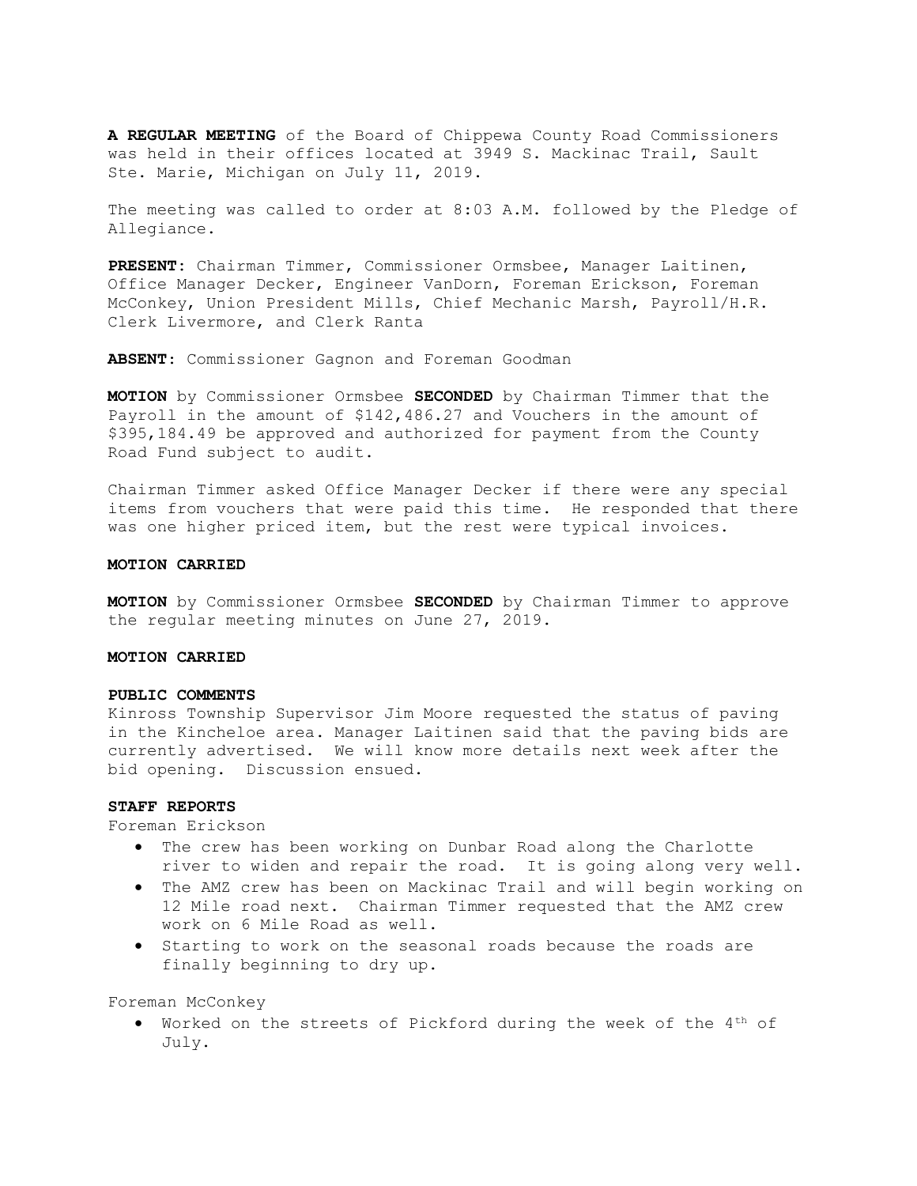**A REGULAR MEETING** of the Board of Chippewa County Road Commissioners was held in their offices located at 3949 S. Mackinac Trail, Sault Ste. Marie, Michigan on July 11, 2019.

The meeting was called to order at 8:03 A.M. followed by the Pledge of Allegiance.

**PRESENT:** Chairman Timmer, Commissioner Ormsbee, Manager Laitinen, Office Manager Decker, Engineer VanDorn, Foreman Erickson, Foreman McConkey, Union President Mills, Chief Mechanic Marsh, Payroll/H.R. Clerk Livermore, and Clerk Ranta

**ABSENT:** Commissioner Gagnon and Foreman Goodman

**MOTION** by Commissioner Ormsbee **SECONDED** by Chairman Timmer that the Payroll in the amount of $142,486.27 and Vouchers in the amount of $395,184.49 be approved and authorized for payment from the County Road Fund subject to audit.

Chairman Timmer asked Office Manager Decker if there were any special items from vouchers that were paid this time. He responded that there was one higher priced item, but the rest were typical invoices.

**MOTION CARRIED**

**MOTION** by Commissioner Ormsbee **SECONDED** by Chairman Timmer to approve the regular meeting minutes on June 27, 2019.

**MOTION CARRIED**

**PUBLIC COMMENTS**

Kinross Township Supervisor Jim Moore requested the status of paving in the Kincheloe area. Manager Laitinen said that the paving bids are currently advertised. We will know more details next week after the bid opening. Discussion ensued.

**STAFF REPORTS**

Foreman Erickson

- The crew has been working on Dunbar Road along the Charlotte river to widen and repair the road. It is going along very well.
- The AMZ crew has been on Mackinac Trail and will begin working on 12 Mile road next. Chairman Timmer requested that the AMZ crew work on 6 Mile Road as well.
- Starting to work on the seasonal roads because the roads are finally beginning to dry up.

Foreman McConkey

- Worked on the streets of Pickford during the week of the 4th of July.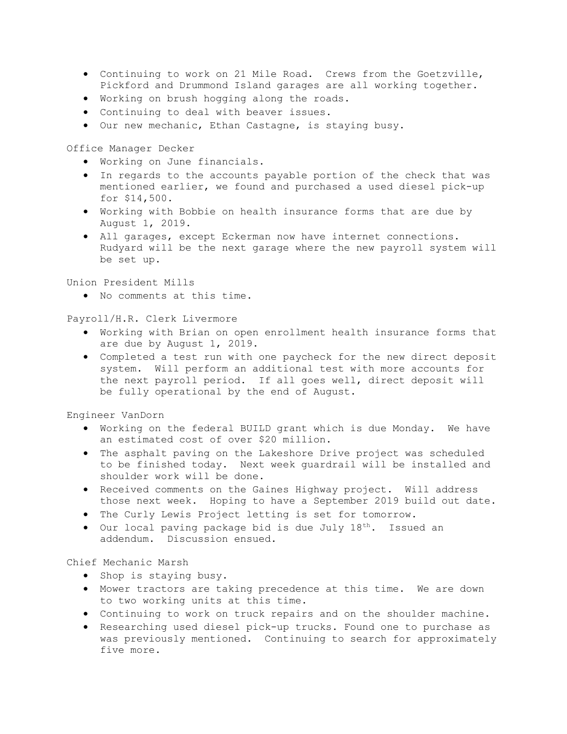- Continuing to work on 21 Mile Road. Crews from the Goetzville, Pickford and Drummond Island garages are all working together.
- Working on brush hogging along the roads.
- Continuing to deal with beaver issues.
- Our new mechanic, Ethan Castagne, is staying busy.

Office Manager Decker

- Working on June financials.
- In regards to the accounts payable portion of the check that was mentioned earlier, we found and purchased a used diesel pick-up for $14,500.
- Working with Bobbie on health insurance forms that are due by August 1, 2019.
- All garages, except Eckerman now have internet connections. Rudyard will be the next garage where the new payroll system will be set up.

Union President Mills

- No comments at this time.

Payroll/H.R. Clerk Livermore

- Working with Brian on open enrollment health insurance forms that are due by August 1, 2019.
- Completed a test run with one paycheck for the new direct deposit system. Will perform an additional test with more accounts for the next payroll period. If all goes well, direct deposit will be fully operational by the end of August.

Engineer VanDorn

- Working on the federal BUILD grant which is due Monday. We have an estimated cost of over $20 million.
- The asphalt paving on the Lakeshore Drive project was scheduled to be finished today. Next week guardrail will be installed and shoulder work will be done.
- Received comments on the Gaines Highway project. Will address those next week. Hoping to have a September 2019 build out date.
- The Curly Lewis Project letting is set for tomorrow.
- Our local paving package bid is due July 18th. Issued an addendum. Discussion ensued.

Chief Mechanic Marsh

- Shop is staying busy.
- Mower tractors are taking precedence at this time. We are down to two working units at this time.
- Continuing to work on truck repairs and on the shoulder machine.
- Researching used diesel pick-up trucks. Found one to purchase as was previously mentioned. Continuing to search for approximately five more.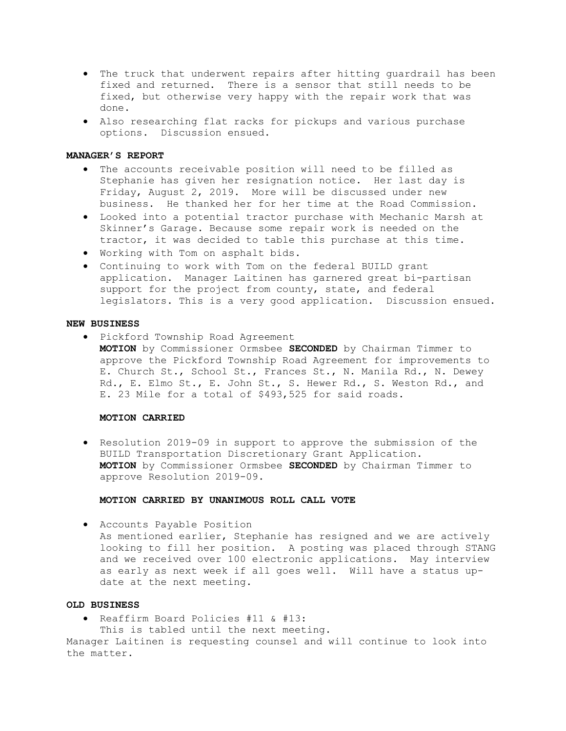- The truck that underwent repairs after hitting guardrail has been fixed and returned. There is a sensor that still needs to be fixed, but otherwise very happy with the repair work that was done.
- Also researching flat racks for pickups and various purchase options. Discussion ensued.

**MANAGER'S REPORT**

- The accounts receivable position will need to be filled as Stephanie has given her resignation notice. Her last day is Friday, August 2, 2019. More will be discussed under new business. He thanked her for her time at the Road Commission.
- Looked into a potential tractor purchase with Mechanic Marsh at Skinner's Garage. Because some repair work is needed on the tractor, it was decided to table this purchase at this time.
- Working with Tom on asphalt bids.
- Continuing to work with Tom on the federal BUILD grant application. Manager Laitinen has garnered great bi-partisan support for the project from county, state, and federal legislators. This is a very good application. Discussion ensued.

**NEW BUSINESS**

- Pickford Township Road Agreement
  **MOTION** by Commissioner Ormsbee **SECONDED** by Chairman Timmer to approve the Pickford Township Road Agreement for improvements to E. Church St., School St., Frances St., N. Manila Rd., N. Dewey Rd., E. Elmo St., E. John St., S. Hewer Rd., S. Weston Rd., and E. 23 Mile for a total of $493,525 for said roads.

  **MOTION CARRIED**

- Resolution 2019-09 in support to approve the submission of the BUILD Transportation Discretionary Grant Application.
  **MOTION** by Commissioner Ormsbee **SECONDED** by Chairman Timmer to approve Resolution 2019-09.

  **MOTION CARRIED BY UNANIMOUS ROLL CALL VOTE**

- Accounts Payable Position
  As mentioned earlier, Stephanie has resigned and we are actively looking to fill her position. A posting was placed through STANG and we received over 100 electronic applications. May interview as early as next week if all goes well. Will have a status update at the next meeting.

**OLD BUSINESS**

- Reaffirm Board Policies #11 & #13:
  This is tabled until the next meeting.

Manager Laitinen is requesting counsel and will continue to look into the matter.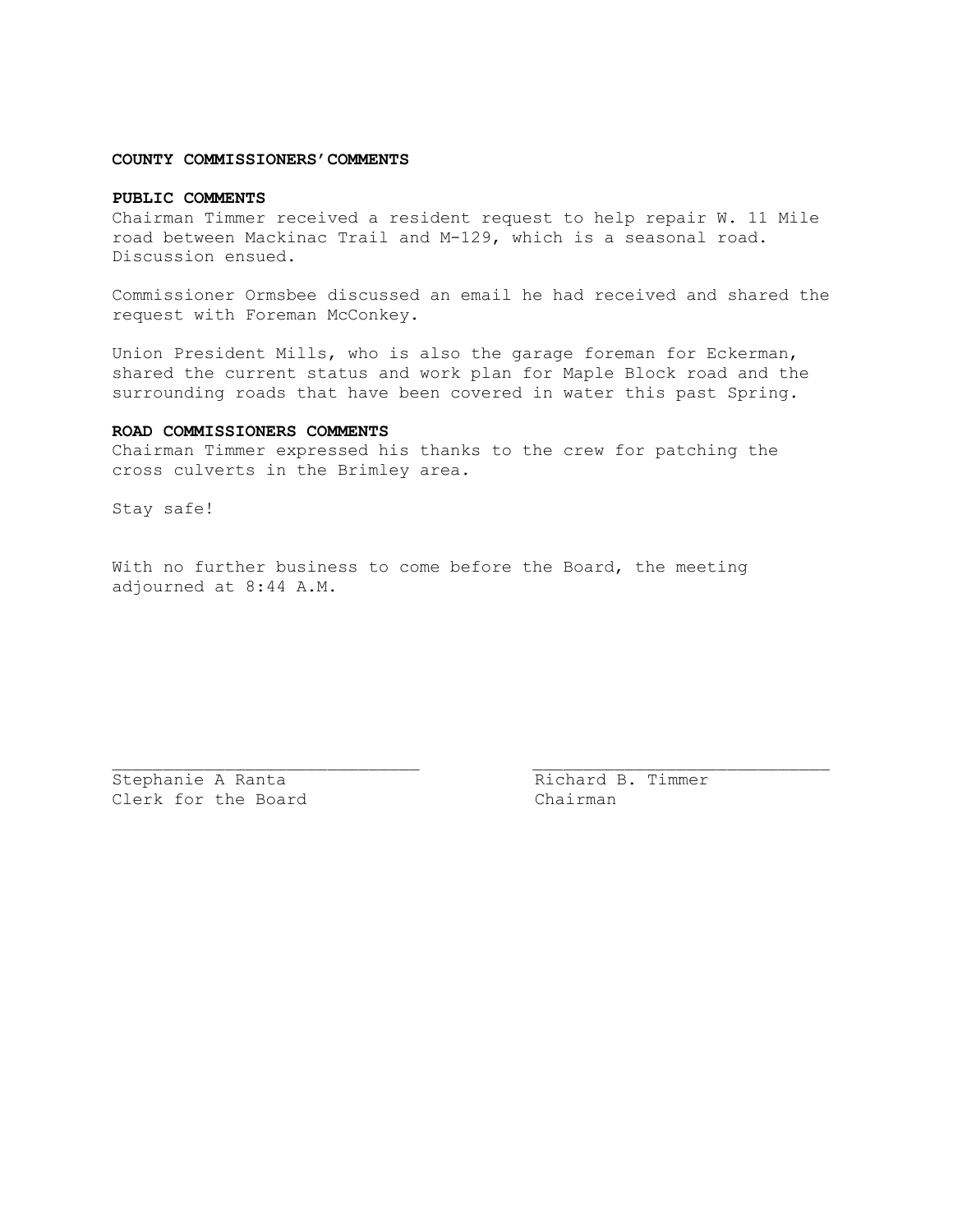**COUNTY COMMISSIONERS'COMMENTS**

**PUBLIC COMMENTS**

Chairman Timmer received a resident request to help repair W. 11 Mile road between Mackinac Trail and M-129, which is a seasonal road. Discussion ensued.

Commissioner Ormsbee discussed an email he had received and shared the request with Foreman McConkey.

Union President Mills, who is also the garage foreman for Eckerman, shared the current status and work plan for Maple Block road and the surrounding roads that have been covered in water this past Spring.

**ROAD COMMISSIONERS COMMENTS**

Chairman Timmer expressed his thanks to the crew for patching the cross culverts in the Brimley area.

Stay safe!

With no further business to come before the Board, the meeting adjourned at 8:44 A.M.

\_\_\_\_\_\_\_\_\_\_\_\_\_\_\_\_\_\_\_\_\_\_\_\_\_\_\_\_\_\_
Stephanie A Ranta
Clerk for the Board

\_\_\_\_\_\_\_\_\_\_\_\_\_\_\_\_\_\_\_\_\_\_\_\_\_\_\_\_\_\_
Richard B. Timmer
Chairman